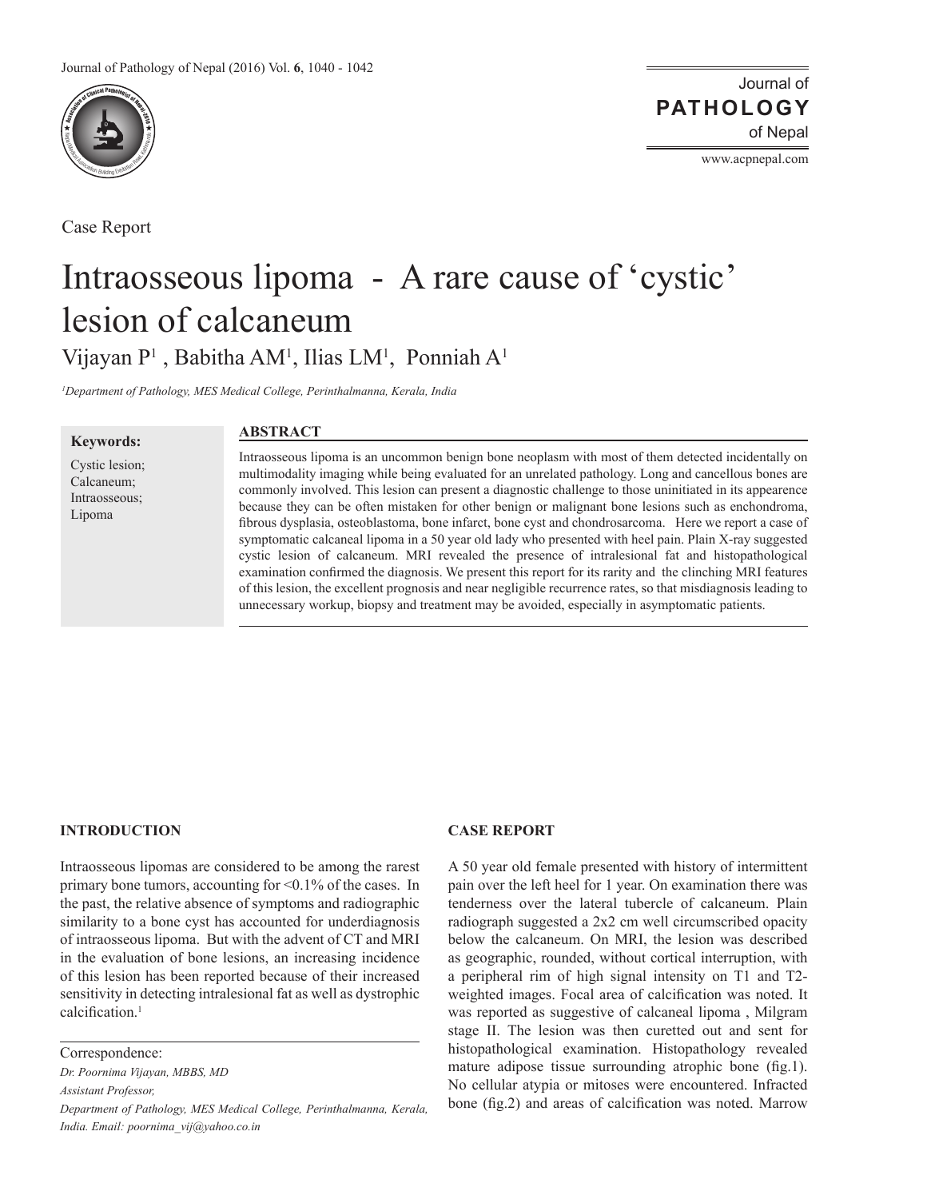Case Report

# Intraosseous lipoma - A rare cause of 'cystic' lesion of calcaneum

Vijayan P[1], Babitha AM[1], Ilias LM[1], Ponniah A[1]

*[1]Department of Pathology, MES Medical College, Perinthalmanna, Kerala, India*

**Keywords:**

Cystic lesion; Calcaneum; Intraosseous; Lipoma

## ABSTRACT

Intraosseous lipoma is an uncommon benign bone neoplasm with most of them detected incidentally on multimodality imaging while being evaluated for an unrelated pathology. Long and cancellous bones are commonly involved. This lesion can present a diagnostic challenge to those uninitiated in its appearence because they can be often mistaken for other benign or malignant bone lesions such as enchondroma, fibrous dysplasia, osteoblastoma, bone infarct, bone cyst and chondrosarcoma. Here we report a case of symptomatic calcaneal lipoma in a 50 year old lady who presented with heel pain. Plain X-ray suggested cystic lesion of calcaneum. MRI revealed the presence of intralesional fat and histopathological examination confirmed the diagnosis. We present this report for its rarity and the clinching MRI features of this lesion, the excellent prognosis and near negligible recurrence rates, so that misdiagnosis leading to unnecessary workup, biopsy and treatment may be avoided, especially in asymptomatic patients.

## INTRODUCTION

Intraosseous lipomas are considered to be among the rarest primary bone tumors, accounting for <0.1% of the cases. In the past, the relative absence of symptoms and radiographic similarity to a bone cyst has accounted for underdiagnosis of intraosseous lipoma. But with the advent of CT and MRI in the evaluation of bone lesions, an increasing incidence of this lesion has been reported because of their increased sensitivity in detecting intralesional fat as well as dystrophic calcification.[1]

Correspondence:

*Dr. Poornima Vijayan, MBBS, MD*

*Assistant Professor,*

*Department of Pathology, MES Medical College, Perinthalmanna, Kerala, India. Email: poornima_vij@yahoo.co.in*

## CASE REPORT

A 50 year old female presented with history of intermittent pain over the left heel for 1 year. On examination there was tenderness over the lateral tubercle of calcaneum. Plain radiograph suggested a 2x2 cm well circumscribed opacity below the calcaneum. On MRI, the lesion was described as geographic, rounded, without cortical interruption, with a peripheral rim of high signal intensity on T1 and T2-weighted images. Focal area of calcification was noted. It was reported as suggestive of calcaneal lipoma , Milgram stage II. The lesion was then curetted out and sent for histopathological examination. Histopathology revealed mature adipose tissue surrounding atrophic bone (fig.1). No cellular atypia or mitoses were encountered. Infracted bone (fig.2) and areas of calcification was noted. Marrow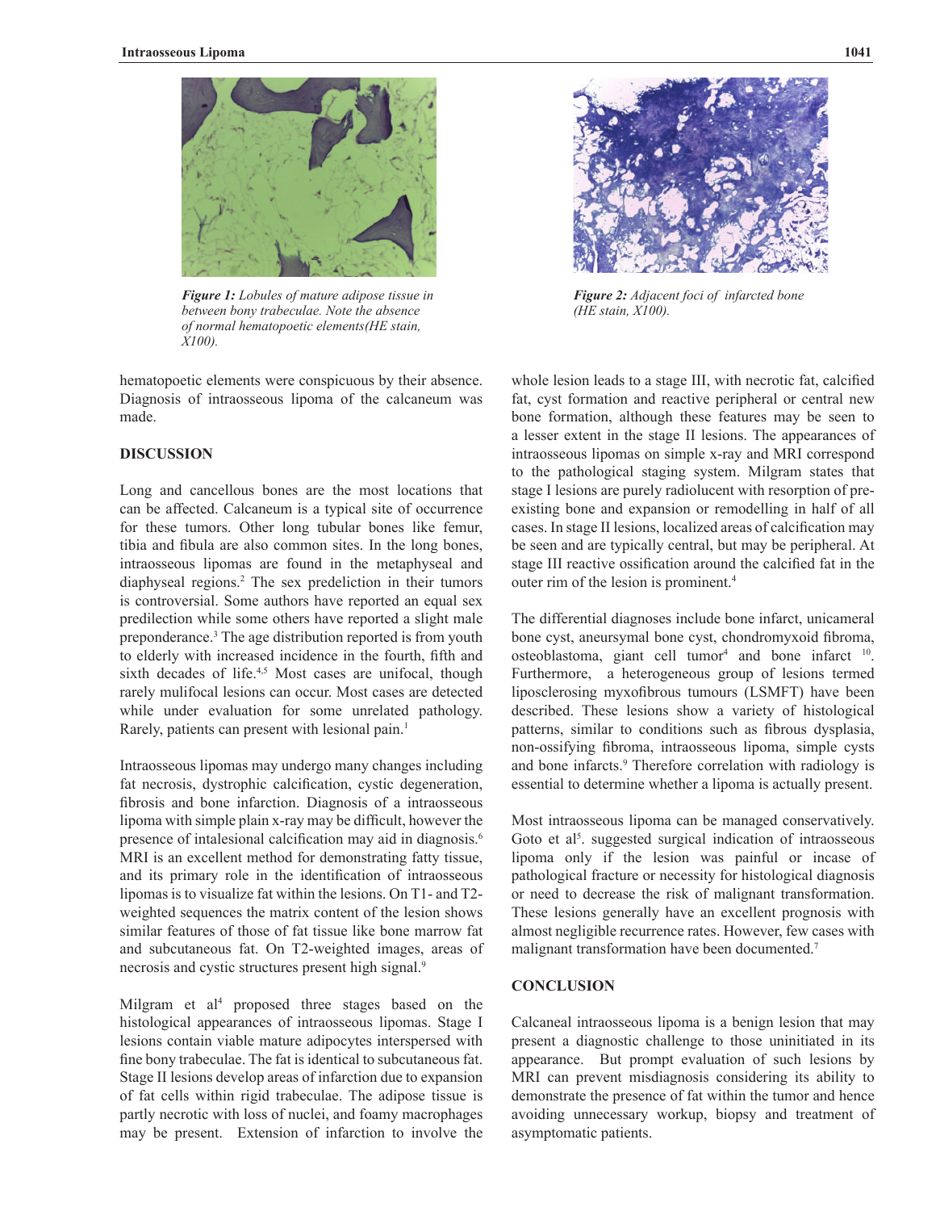*Figure 1: Lobules of mature adipose tissue in between bony trabeculae. Note the absence of normal hematopoetic elements(HE stain, X100).*

*Figure 2: Adjacent foci of infarcted bone (HE stain, X100).*

hematopoetic elements were conspicuous by their absence. Diagnosis of intraosseous lipoma of the calcaneum was made.

## DISCUSSION

Long and cancellous bones are the most locations that can be affected. Calcaneum is a typical site of occurrence for these tumors. Other long tubular bones like femur, tibia and fibula are also common sites. In the long bones, intraosseous lipomas are found in the metaphyseal and diaphyseal regions.[2] The sex predeliction in their tumors is controversial. Some authors have reported an equal sex predilection while some others have reported a slight male preponderance.[3] The age distribution reported is from youth to elderly with increased incidence in the fourth, fifth and sixth decades of life.[4,5] Most cases are unifocal, though rarely mulifocal lesions can occur. Most cases are detected while under evaluation for some unrelated pathology. Rarely, patients can present with lesional pain.[1]

Intraosseous lipomas may undergo many changes including fat necrosis, dystrophic calcification, cystic degeneration, fibrosis and bone infarction. Diagnosis of a intraosseous lipoma with simple plain x-ray may be difficult, however the presence of intalesional calcification may aid in diagnosis.[6] MRI is an excellent method for demonstrating fatty tissue, and its primary role in the identification of intraosseous lipomas is to visualize fat within the lesions. On T1- and T2-weighted sequences the matrix content of the lesion shows similar features of those of fat tissue like bone marrow fat and subcutaneous fat. On T2-weighted images, areas of necrosis and cystic structures present high signal.[9]

Milgram et al[4] proposed three stages based on the histological appearances of intraosseous lipomas. Stage I lesions contain viable mature adipocytes interspersed with fine bony trabeculae. The fat is identical to subcutaneous fat. Stage II lesions develop areas of infarction due to expansion of fat cells within rigid trabeculae. The adipose tissue is partly necrotic with loss of nuclei, and foamy macrophages may be present. Extension of infarction to involve the whole lesion leads to a stage III, with necrotic fat, calcified fat, cyst formation and reactive peripheral or central new bone formation, although these features may be seen to a lesser extent in the stage II lesions. The appearances of intraosseous lipomas on simple x-ray and MRI correspond to the pathological staging system. Milgram states that stage I lesions are purely radiolucent with resorption of pre-existing bone and expansion or remodelling in half of all cases. In stage II lesions, localized areas of calcification may be seen and are typically central, but may be peripheral. At stage III reactive ossification around the calcified fat in the outer rim of the lesion is prominent.[4]

The differential diagnoses include bone infarct, unicameral bone cyst, aneursymal bone cyst, chondromyxoid fibroma, osteoblastoma, giant cell tumor[4] and bone infarct [10]. Furthermore, a heterogeneous group of lesions termed liposclerosing myxofibrous tumours (LSMFT) have been described. These lesions show a variety of histological patterns, similar to conditions such as fibrous dysplasia, non-ossifying fibroma, intraosseous lipoma, simple cysts and bone infarcts.[9] Therefore correlation with radiology is essential to determine whether a lipoma is actually present.

Most intraosseous lipoma can be managed conservatively. Goto et al[5]. suggested surgical indication of intraosseous lipoma only if the lesion was painful or incase of pathological fracture or necessity for histological diagnosis or need to decrease the risk of malignant transformation. These lesions generally have an excellent prognosis with almost negligible recurrence rates. However, few cases with malignant transformation have been documented.[7]

## CONCLUSION

Calcaneal intraosseous lipoma is a benign lesion that may present a diagnostic challenge to those uninitiated in its appearance. But prompt evaluation of such lesions by MRI can prevent misdiagnosis considering its ability to demonstrate the presence of fat within the tumor and hence avoiding unnecessary workup, biopsy and treatment of asymptomatic patients.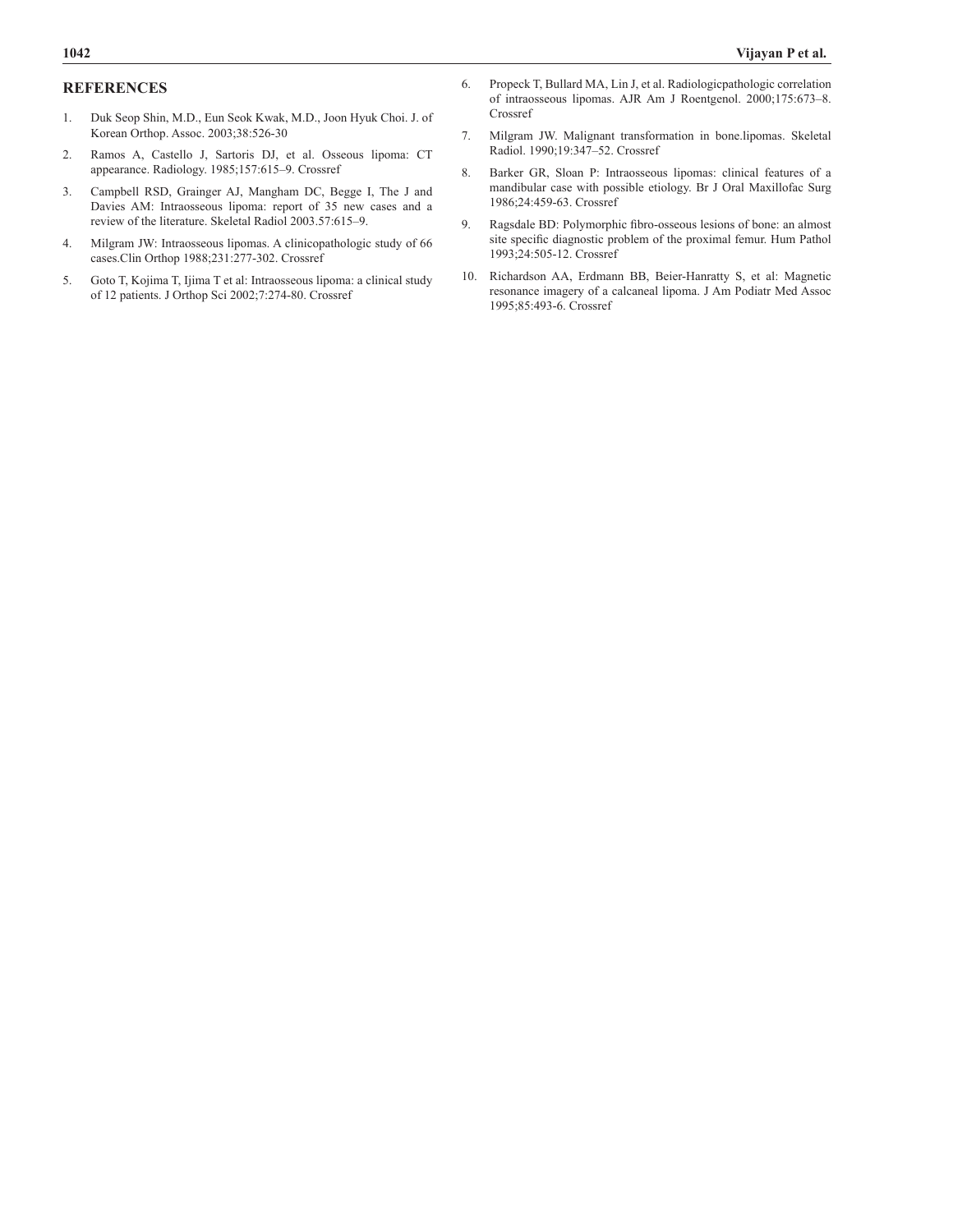## REFERENCES

1. Duk Seop Shin, M.D., Eun Seok Kwak, M.D., Joon Hyuk Choi. J. of Korean Orthop. Assoc. 2003;38:526-30
2. Ramos A, Castello J, Sartoris DJ, et al. Osseous lipoma: CT appearance. Radiology. 1985;157:615–9. Crossref
3. Campbell RSD, Grainger AJ, Mangham DC, Begge I, The J and Davies AM: Intraosseous lipoma: report of 35 new cases and a review of the literature. Skeletal Radiol 2003.57:615–9.
4. Milgram JW: Intraosseous lipomas. A clinicopathologic study of 66 cases.Clin Orthop 1988;231:277-302. Crossref
5. Goto T, Kojima T, Ijima T et al: Intraosseous lipoma: a clinical study of 12 patients. J Orthop Sci 2002;7:274-80. Crossref
6. Propeck T, Bullard MA, Lin J, et al. Radiologicpathologic correlation of intraosseous lipomas. AJR Am J Roentgenol. 2000;175:673–8. Crossref
7. Milgram JW. Malignant transformation in bone.lipomas. Skeletal Radiol. 1990;19:347–52. Crossref
8. Barker GR, Sloan P: Intraosseous lipomas: clinical features of a mandibular case with possible etiology. Br J Oral Maxillofac Surg 1986;24:459-63. Crossref
9. Ragsdale BD: Polymorphic fibro-osseous lesions of bone: an almost site specific diagnostic problem of the proximal femur. Hum Pathol 1993;24:505-12. Crossref
10. Richardson AA, Erdmann BB, Beier-Hanratty S, et al: Magnetic resonance imagery of a calcaneal lipoma. J Am Podiatr Med Assoc 1995;85:493-6. Crossref